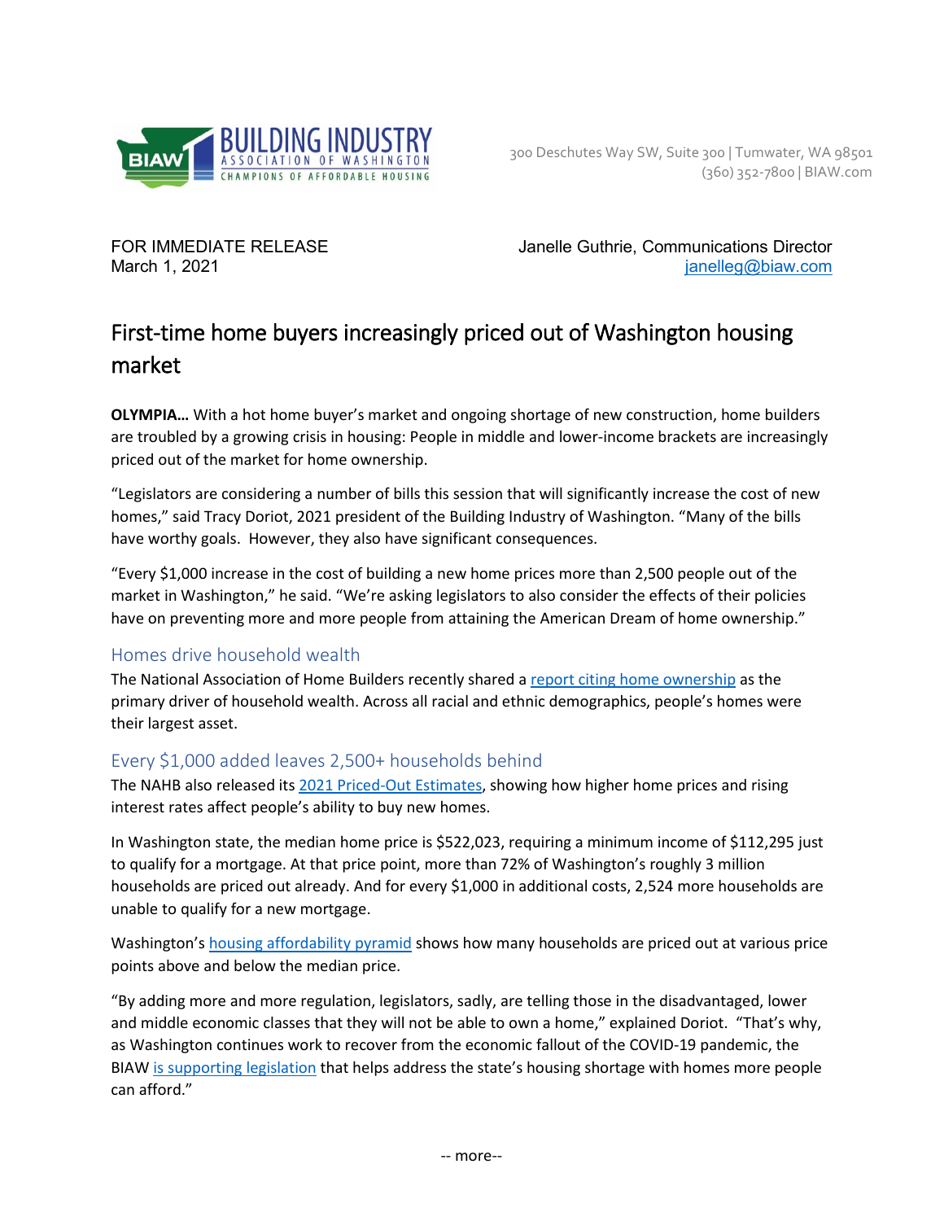BUILDING INDUSTRY ASSOCIATION OF WASHINGTON
CHAMPIONS OF AFFORDABLE HOUSING

300 Deschutes Way SW, Suite 300 | Tumwater, WA 98501
(360) 352-7800 | BIAW.com

FOR IMMEDIATE RELEASE
March 1, 2021

Janelle Guthrie, Communications Director
janelleg@biaw.com

# First-time home buyers increasingly priced out of Washington housing market

**OLYMPIA…** With a hot home buyer's market and ongoing shortage of new construction, home builders are troubled by a growing crisis in housing: People in middle and lower-income brackets are increasingly priced out of the market for home ownership.

"Legislators are considering a number of bills this session that will significantly increase the cost of new homes," said Tracy Doriot, 2021 president of the Building Industry of Washington. "Many of the bills have worthy goals. However, they also have significant consequences.

"Every $1,000 increase in the cost of building a new home prices more than 2,500 people out of the market in Washington," he said. "We're asking legislators to also consider the effects of their policies have on preventing more and more people from attaining the American Dream of home ownership."

## Homes drive household wealth

The National Association of Home Builders recently shared a report citing home ownership as the primary driver of household wealth. Across all racial and ethnic demographics, people's homes were their largest asset.

## Every $1,000 added leaves 2,500+ households behind

The NAHB also released its 2021 Priced-Out Estimates, showing how higher home prices and rising interest rates affect people's ability to buy new homes.

In Washington state, the median home price is $522,023, requiring a minimum income of $112,295 just to qualify for a mortgage. At that price point, more than 72% of Washington's roughly 3 million households are priced out already. And for every $1,000 in additional costs, 2,524 more households are unable to qualify for a new mortgage.

Washington's housing affordability pyramid shows how many households are priced out at various price points above and below the median price.

"By adding more and more regulation, legislators, sadly, are telling those in the disadvantaged, lower and middle economic classes that they will not be able to own a home," explained Doriot. "That's why, as Washington continues work to recover from the economic fallout of the COVID-19 pandemic, the BIAW is supporting legislation that helps address the state's housing shortage with homes more people can afford."

-- more--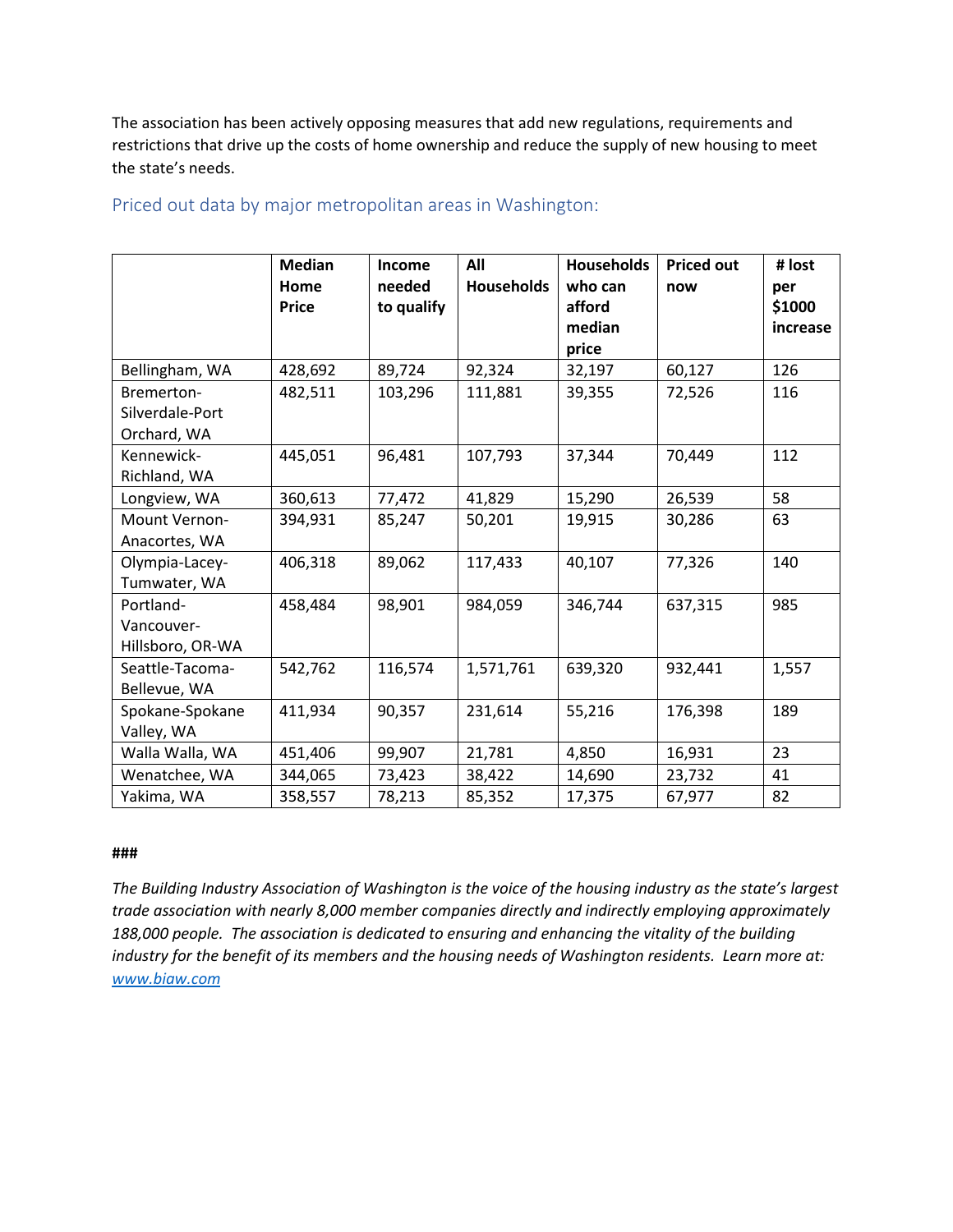The association has been actively opposing measures that add new regulations, requirements and restrictions that drive up the costs of home ownership and reduce the supply of new housing to meet the state's needs.

## Priced out data by major metropolitan areas in Washington:

| | Median Home Price | Income needed to qualify | All Households | Households who can afford median price | Priced out now | # lost per $1000 increase |
|---|---|---|---|---|---|---|
| Bellingham, WA | 428,692 | 89,724 | 92,324 | 32,197 | 60,127 | 126 |
| Bremerton-Silverdale-Port Orchard, WA | 482,511 | 103,296 | 111,881 | 39,355 | 72,526 | 116 |
| Kennewick-Richland, WA | 445,051 | 96,481 | 107,793 | 37,344 | 70,449 | 112 |
| Longview, WA | 360,613 | 77,472 | 41,829 | 15,290 | 26,539 | 58 |
| Mount Vernon-Anacortes, WA | 394,931 | 85,247 | 50,201 | 19,915 | 30,286 | 63 |
| Olympia-Lacey-Tumwater, WA | 406,318 | 89,062 | 117,433 | 40,107 | 77,326 | 140 |
| Portland-Vancouver-Hillsboro, OR-WA | 458,484 | 98,901 | 984,059 | 346,744 | 637,315 | 985 |
| Seattle-Tacoma-Bellevue, WA | 542,762 | 116,574 | 1,571,761 | 639,320 | 932,441 | 1,557 |
| Spokane-Spokane Valley, WA | 411,934 | 90,357 | 231,614 | 55,216 | 176,398 | 189 |
| Walla Walla, WA | 451,406 | 99,907 | 21,781 | 4,850 | 16,931 | 23 |
| Wenatchee, WA | 344,065 | 73,423 | 38,422 | 14,690 | 23,732 | 41 |
| Yakima, WA | 358,557 | 78,213 | 85,352 | 17,375 | 67,977 | 82 |

**###**

*The Building Industry Association of Washington is the voice of the housing industry as the state's largest trade association with nearly 8,000 member companies directly and indirectly employing approximately 188,000 people. The association is dedicated to ensuring and enhancing the vitality of the building industry for the benefit of its members and the housing needs of Washington residents. Learn more at: [www.biaw.com](http://www.biaw.com)*